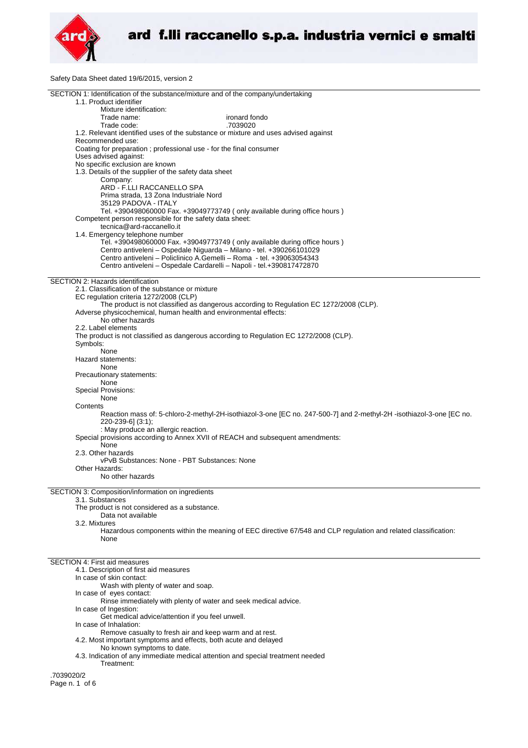# ard f.lli raccanello s.p.a. industria vernici e smalti

Safety Data Sheet dated 19/6/2015, version 2

## SECTION 1: Identification of the substance/mixture and of the company/undertaking

1.1. Product identifier

Mixture identification:

Trade name: ironard fondo

Trade code: .7039020

1.2. Relevant identified uses of the substance or mixture and uses advised against

Recommended use:

Coating for preparation ; professional use - for the final consumer

Uses advised against:

No specific exclusion are known

1.3. Details of the supplier of the safety data sheet

Company:

ARD - F.LLI RACCANELLO SPA
Prima strada, 13 Zona Industriale Nord
35129 PADOVA - ITALY
Tel. +390498060000 Fax. +39049773749 ( only available during office hours )

Competent person responsible for the safety data sheet:

tecnica@ard-raccanello.it

1.4. Emergency telephone number

Tel. +390498060000 Fax. +39049773749 ( only available during office hours )
Centro antiveleni – Ospedale Niguarda – Milano - tel. +390266101029
Centro antiveleni – Policlinico A.Gemelli – Roma - tel. +39063054343
Centro antiveleni – Ospedale Cardarelli – Napoli - tel.+390817472870

## SECTION 2: Hazards identification

2.1. Classification of the substance or mixture

EC regulation criteria 1272/2008 (CLP)

The product is not classified as dangerous according to Regulation EC 1272/2008 (CLP).

Adverse physicochemical, human health and environmental effects:

No other hazards

2.2. Label elements

The product is not classified as dangerous according to Regulation EC 1272/2008 (CLP).

Symbols:

None

Hazard statements:

None

Precautionary statements:

None

Special Provisions:

None

Contents

Reaction mass of: 5-chloro-2-methyl-2H-isothiazol-3-one [EC no. 247-500-7] and 2-methyl-2H -isothiazol-3-one [EC no. 220-239-6] (3:1);
: May produce an allergic reaction.

Special provisions according to Annex XVII of REACH and subsequent amendments:

None

2.3. Other hazards

vPvB Substances: None - PBT Substances: None

Other Hazards:

No other hazards

## SECTION 3: Composition/information on ingredients

3.1. Substances

The product is not considered as a substance.

Data not available

3.2. Mixtures

Hazardous components within the meaning of EEC directive 67/548 and CLP regulation and related classification:

None

## SECTION 4: First aid measures

4.1. Description of first aid measures

In case of skin contact:

Wash with plenty of water and soap.

In case of eyes contact:

Rinse immediately with plenty of water and seek medical advice.

In case of Ingestion:

Get medical advice/attention if you feel unwell.

In case of Inhalation:

Remove casualty to fresh air and keep warm and at rest.

4.2. Most important symptoms and effects, both acute and delayed

No known symptoms to date.

4.3. Indication of any immediate medical attention and special treatment needed

Treatment:

.7039020/2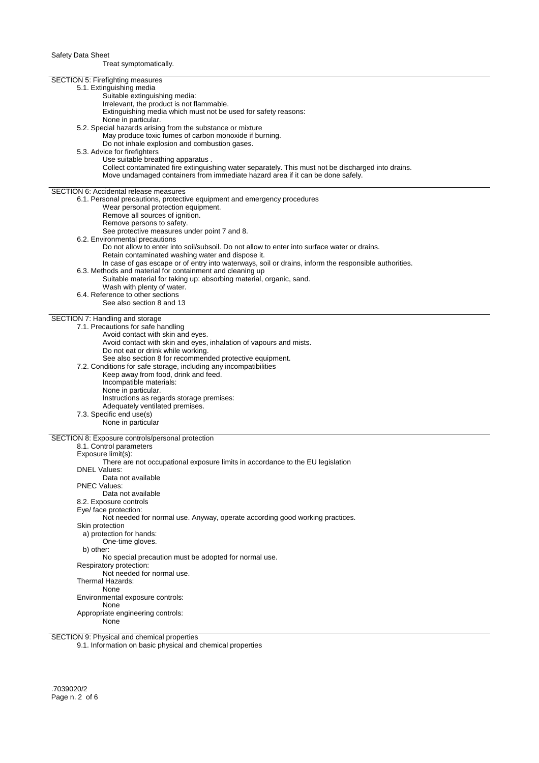Treat symptomatically.

## SECTION 5: Firefighting measures

5.1. Extinguishing media

Suitable extinguishing media:

Irrelevant, the product is not flammable.

Extinguishing media which must not be used for safety reasons:

None in particular.

5.2. Special hazards arising from the substance or mixture

May produce toxic fumes of carbon monoxide if burning.

Do not inhale explosion and combustion gases.

5.3. Advice for firefighters

Use suitable breathing apparatus .

Collect contaminated fire extinguishing water separately. This must not be discharged into drains.

Move undamaged containers from immediate hazard area if it can be done safely.

## SECTION 6: Accidental release measures

6.1. Personal precautions, protective equipment and emergency procedures

Wear personal protection equipment.

Remove all sources of ignition.

Remove persons to safety.

See protective measures under point 7 and 8.

6.2. Environmental precautions

Do not allow to enter into soil/subsoil. Do not allow to enter into surface water or drains.

Retain contaminated washing water and dispose it.

In case of gas escape or of entry into waterways, soil or drains, inform the responsible authorities.

6.3. Methods and material for containment and cleaning up

Suitable material for taking up: absorbing material, organic, sand.

Wash with plenty of water.

6.4. Reference to other sections

See also section 8 and 13

## SECTION 7: Handling and storage

7.1. Precautions for safe handling

Avoid contact with skin and eyes.

Avoid contact with skin and eyes, inhalation of vapours and mists.

Do not eat or drink while working.

See also section 8 for recommended protective equipment.

7.2. Conditions for safe storage, including any incompatibilities

Keep away from food, drink and feed.

Incompatible materials:

None in particular.

Instructions as regards storage premises:

Adequately ventilated premises.

7.3. Specific end use(s)

None in particular

## SECTION 8: Exposure controls/personal protection

8.1. Control parameters

Exposure limit(s):

There are not occupational exposure limits in accordance to the EU legislation

DNEL Values:

Data not available

PNEC Values:

Data not available

8.2. Exposure controls

Eye/ face protection:

Not needed for normal use. Anyway, operate according good working practices.

Skin protection

a) protection for hands:

One-time gloves.

b) other:

No special precaution must be adopted for normal use.

Respiratory protection:

Not needed for normal use.

Thermal Hazards:

None

Environmental exposure controls:

None

Appropriate engineering controls:

None

## SECTION 9: Physical and chemical properties

9.1. Information on basic physical and chemical properties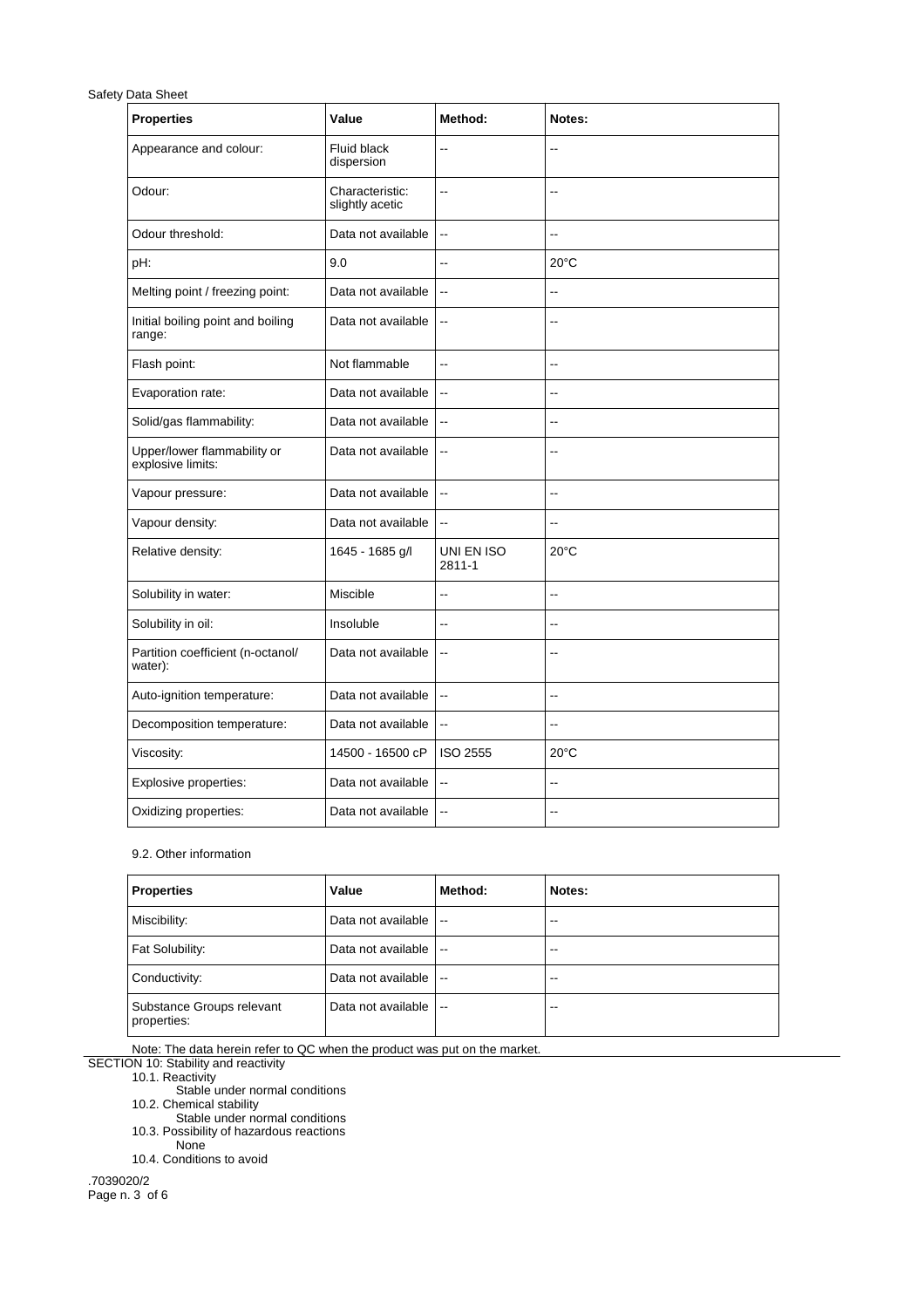| Properties | Value | Method: | Notes: |
|---|---|---|---|
| Appearance and colour: | Fluid black dispersion | -- | -- |
| Odour: | Characteristic: slightly acetic | -- | -- |
| Odour threshold: | Data not available | -- | -- |
| pH: | 9.0 | -- | 20°C |
| Melting point / freezing point: | Data not available | -- | -- |
| Initial boiling point and boiling range: | Data not available | -- | -- |
| Flash point: | Not flammable | -- | -- |
| Evaporation rate: | Data not available | -- | -- |
| Solid/gas flammability: | Data not available | -- | -- |
| Upper/lower flammability or explosive limits: | Data not available | -- | -- |
| Vapour pressure: | Data not available | -- | -- |
| Vapour density: | Data not available | -- | -- |
| Relative density: | 1645 - 1685 g/l | UNI EN ISO 2811-1 | 20°C |
| Solubility in water: | Miscible | -- | -- |
| Solubility in oil: | Insoluble | -- | -- |
| Partition coefficient (n-octanol/ water): | Data not available | -- | -- |
| Auto-ignition temperature: | Data not available | -- | -- |
| Decomposition temperature: | Data not available | -- | -- |
| Viscosity: | 14500 - 16500 cP | ISO 2555 | 20°C |
| Explosive properties: | Data not available | -- | -- |
| Oxidizing properties: | Data not available | -- | -- |

9.2. Other information

| Properties | Value | Method: | Notes: |
|---|---|---|---|
| Miscibility: | Data not available | -- | -- |
| Fat Solubility: | Data not available | -- | -- |
| Conductivity: | Data not available | -- | -- |
| Substance Groups relevant properties: | Data not available | -- | -- |

Note: The data herein refer to QC when the product was put on the market.

## SECTION 10: Stability and reactivity

10.1. Reactivity
Stable under normal conditions

10.2. Chemical stability
Stable under normal conditions

10.3. Possibility of hazardous reactions
None

10.4. Conditions to avoid

.7039020/2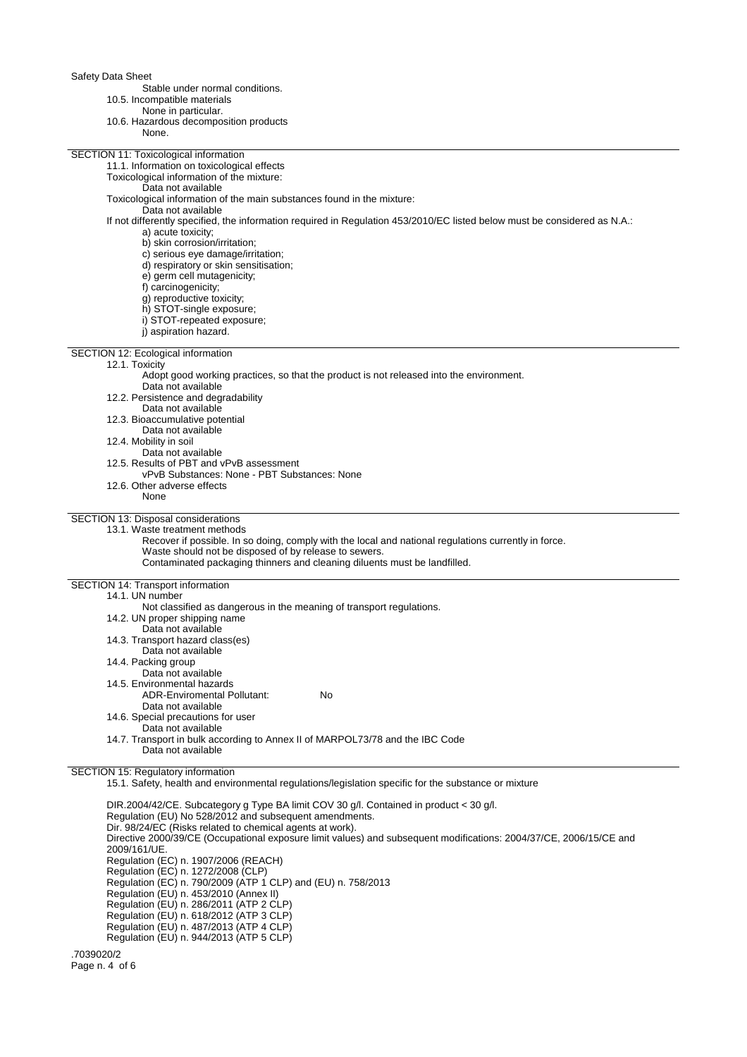Stable under normal conditions.

10.5. Incompatible materials

None in particular.

10.6. Hazardous decomposition products

None.

## SECTION 11: Toxicological information

11.1. Information on toxicological effects

Toxicological information of the mixture:

Data not available

Toxicological information of the main substances found in the mixture:

Data not available

If not differently specified, the information required in Regulation 453/2010/EC listed below must be considered as N.A.:

a) acute toxicity;
b) skin corrosion/irritation;
c) serious eye damage/irritation;
d) respiratory or skin sensitisation;
e) germ cell mutagenicity;
f) carcinogenicity;
g) reproductive toxicity;
h) STOT-single exposure;
i) STOT-repeated exposure;
j) aspiration hazard.

## SECTION 12: Ecological information

12.1. Toxicity

Adopt good working practices, so that the product is not released into the environment.

Data not available

12.2. Persistence and degradability

Data not available

12.3. Bioaccumulative potential

Data not available

12.4. Mobility in soil

Data not available

12.5. Results of PBT and vPvB assessment

vPvB Substances: None - PBT Substances: None

12.6. Other adverse effects

None

## SECTION 13: Disposal considerations

13.1. Waste treatment methods

Recover if possible. In so doing, comply with the local and national regulations currently in force.
Waste should not be disposed of by release to sewers.
Contaminated packaging thinners and cleaning diluents must be landfilled.

## SECTION 14: Transport information

14.1. UN number

Not classified as dangerous in the meaning of transport regulations.

14.2. UN proper shipping name

Data not available

14.3. Transport hazard class(es)

Data not available

14.4. Packing group

Data not available

14.5. Environmental hazards

ADR-Enviromental Pollutant: No

Data not available

14.6. Special precautions for user

Data not available

14.7. Transport in bulk according to Annex II of MARPOL73/78 and the IBC Code

Data not available

## SECTION 15: Regulatory information

15.1. Safety, health and environmental regulations/legislation specific for the substance or mixture

DIR.2004/42/CE. Subcategory g Type BA limit COV 30 g/l. Contained in product < 30 g/l.
Regulation (EU) No 528/2012 and subsequent amendments.
Dir. 98/24/EC (Risks related to chemical agents at work).
Directive 2000/39/CE (Occupational exposure limit values) and subsequent modifications: 2004/37/CE, 2006/15/CE and 2009/161/UE.
Regulation (EC) n. 1907/2006 (REACH)
Regulation (EC) n. 1272/2008 (CLP)
Regulation (EC) n. 790/2009 (ATP 1 CLP) and (EU) n. 758/2013
Regulation (EU) n. 453/2010 (Annex II)
Regulation (EU) n. 286/2011 (ATP 2 CLP)
Regulation (EU) n. 618/2012 (ATP 3 CLP)
Regulation (EU) n. 487/2013 (ATP 4 CLP)
Regulation (EU) n. 944/2013 (ATP 5 CLP)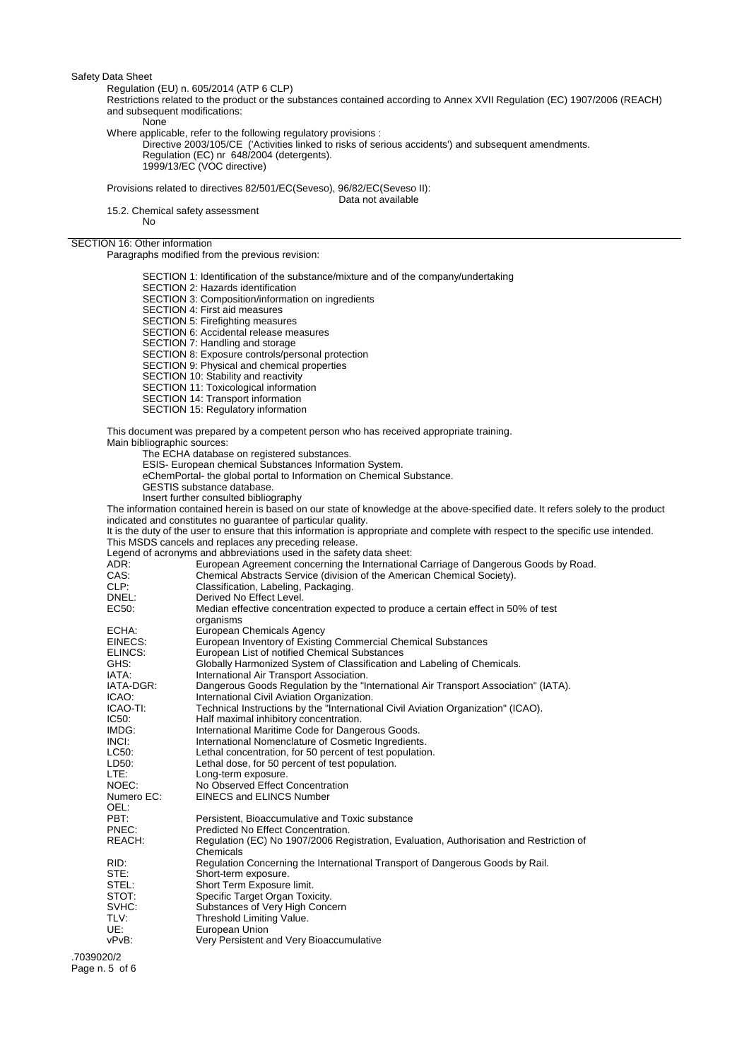Safety Data Sheet

Regulation (EU) n. 605/2014 (ATP 6 CLP)

Restrictions related to the product or the substances contained according to Annex XVII Regulation (EC) 1907/2006 (REACH) and subsequent modifications:

None

Where applicable, refer to the following regulatory provisions :

Directive 2003/105/CE ('Activities linked to risks of serious accidents') and subsequent amendments.
Regulation (EC) nr 648/2004 (detergents).
1999/13/EC (VOC directive)

Provisions related to directives 82/501/EC(Seveso), 96/82/EC(Seveso II):

Data not available

15.2. Chemical safety assessment

No

## SECTION 16: Other information

Paragraphs modified from the previous revision:

SECTION 1: Identification of the substance/mixture and of the company/undertaking
SECTION 2: Hazards identification
SECTION 3: Composition/information on ingredients
SECTION 4: First aid measures
SECTION 5: Firefighting measures
SECTION 6: Accidental release measures
SECTION 7: Handling and storage
SECTION 8: Exposure controls/personal protection
SECTION 9: Physical and chemical properties
SECTION 10: Stability and reactivity
SECTION 11: Toxicological information
SECTION 14: Transport information
SECTION 15: Regulatory information

This document was prepared by a competent person who has received appropriate training.

Main bibliographic sources:

The ECHA database on registered substances.
ESIS- European chemical Substances Information System.
eChemPortal- the global portal to Information on Chemical Substance.
GESTIS substance database.
Insert further consulted bibliography

The information contained herein is based on our state of knowledge at the above-specified date. It refers solely to the product indicated and constitutes no guarantee of particular quality.

It is the duty of the user to ensure that this information is appropriate and complete with respect to the specific use intended.

This MSDS cancels and replaces any preceding release.

Legend of acronyms and abbreviations used in the safety data sheet:

| | |
|---|---|
| ADR: | European Agreement concerning the International Carriage of Dangerous Goods by Road. |
| CAS: | Chemical Abstracts Service (division of the American Chemical Society). |
| CLP: | Classification, Labeling, Packaging. |
| DNEL: | Derived No Effect Level. |
| EC50: | Median effective concentration expected to produce a certain effect in 50% of test organisms |
| ECHA: | European Chemicals Agency |
| EINECS: | European Inventory of Existing Commercial Chemical Substances |
| ELINCS: | European List of notified Chemical Substances |
| GHS: | Globally Harmonized System of Classification and Labeling of Chemicals. |
| IATA: | International Air Transport Association. |
| IATA-DGR: | Dangerous Goods Regulation by the "International Air Transport Association" (IATA). |
| ICAO: | International Civil Aviation Organization. |
| ICAO-TI: | Technical Instructions by the "International Civil Aviation Organization" (ICAO). |
| IC50: | Half maximal inhibitory concentration. |
| IMDG: | International Maritime Code for Dangerous Goods. |
| INCI: | International Nomenclature of Cosmetic Ingredients. |
| LC50: | Lethal concentration, for 50 percent of test population. |
| LD50: | Lethal dose, for 50 percent of test population. |
| LTE: | Long-term exposure. |
| NOEC: | No Observed Effect Concentration |
| Numero EC: | EINECS and ELINCS Number |
| OEL: | |
| PBT: | Persistent, Bioaccumulative and Toxic substance |
| PNEC: | Predicted No Effect Concentration. |
| REACH: | Regulation (EC) No 1907/2006 Registration, Evaluation, Authorisation and Restriction of Chemicals |
| RID: | Regulation Concerning the International Transport of Dangerous Goods by Rail. |
| STE: | Short-term exposure. |
| STEL: | Short Term Exposure limit. |
| STOT: | Specific Target Organ Toxicity. |
| SVHC: | Substances of Very High Concern |
| TLV: | Threshold Limiting Value. |
| UE: | European Union |
| vPvB: | Very Persistent and Very Bioaccumulative |

.7039020/2